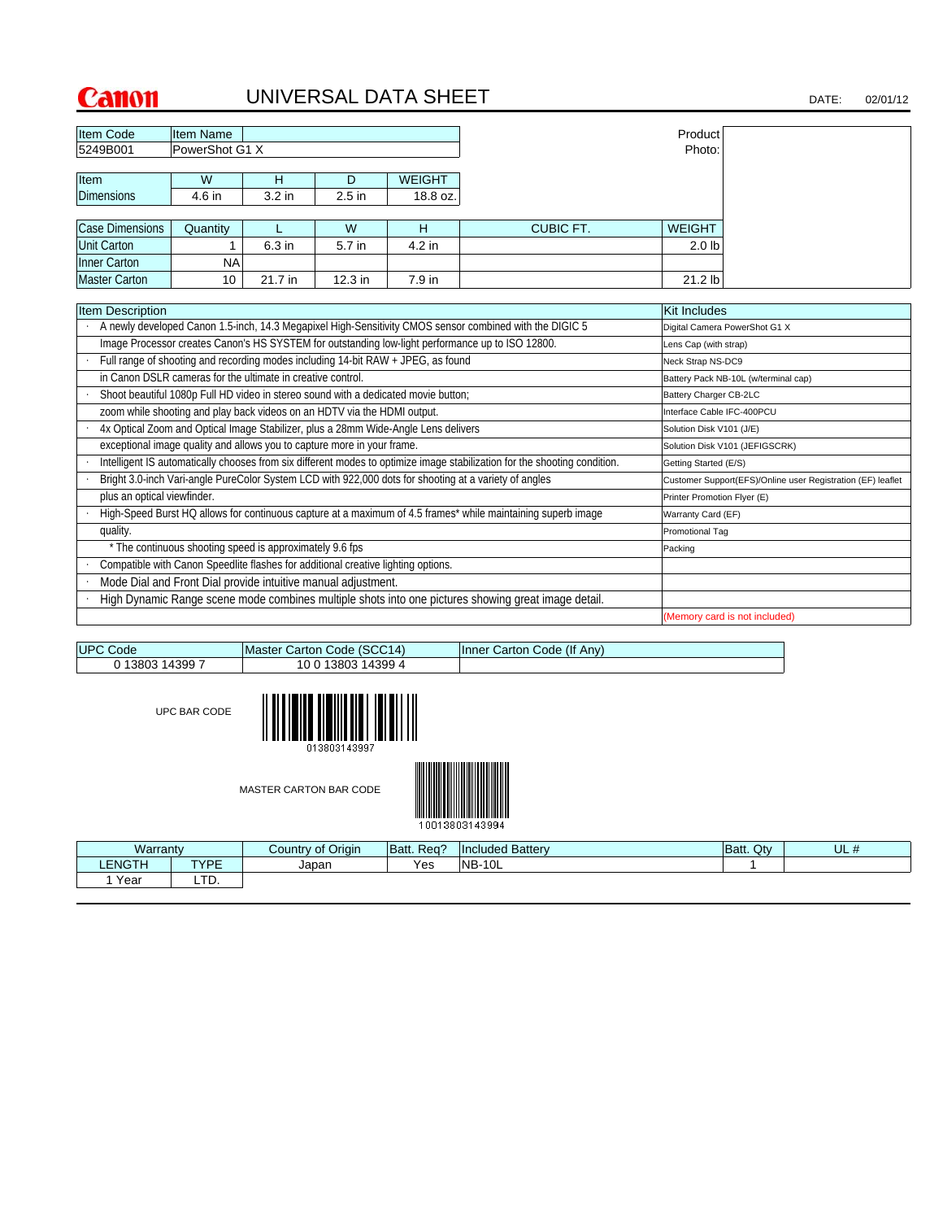Canon

# UNIVERSAL DATA SHEET

DATE: 02/01/12

| Item Code | Item Name |
|---|---|
| 5249B001 | PowerShot G1 X |

Product Photo:

| Item Dimensions | W | H | D | WEIGHT |
|---|---|---|---|---|
| | 4.6 in | 3.2 in | 2.5 in | 18.8 oz. |

| Case Dimensions | Quantity | L | W | H | CUBIC FT. | WEIGHT |
|---|---|---|---|---|---|---|
| Unit Carton | 1 | 6.3 in | 5.7 in | 4.2 in | | 2.0 lb |
| Inner Carton | NA | | | | | |
| Master Carton | 10 | 21.7 in | 12.3 in | 7.9 in | | 21.2 lb |

| Item Description | Kit Includes |
|---|---|
| · A newly developed Canon 1.5-inch, 14.3 Megapixel High-Sensitivity CMOS sensor combined with the DIGIC 5 | Digital Camera PowerShot G1 X |
| Image Processor creates Canon's HS SYSTEM for outstanding low-light performance up to ISO 12800. | Lens Cap (with strap) |
| · Full range of shooting and recording modes including 14-bit RAW + JPEG, as found | Neck Strap NS-DC9 |
| in Canon DSLR cameras for the ultimate in creative control. | Battery Pack NB-10L (w/terminal cap) |
| · Shoot beautiful 1080p Full HD video in stereo sound with a dedicated movie button; | Battery Charger CB-2LC |
| zoom while shooting and play back videos on an HDTV via the HDMI output. | Interface Cable IFC-400PCU |
| · 4x Optical Zoom and Optical Image Stabilizer, plus a 28mm Wide-Angle Lens delivers | Solution Disk V101 (J/E) |
| exceptional image quality and allows you to capture more in your frame. | Solution Disk V101 (JEFIGSCRK) |
| · Intelligent IS automatically chooses from six different modes to optimize image stabilization for the shooting condition. | Getting Started (E/S) |
| · Bright 3.0-inch Vari-angle PureColor System LCD with 922,000 dots for shooting at a variety of angles | Customer Support(EFS)/Online user Registration (EF) leaflet |
| plus an optical viewfinder. | Printer Promotion Flyer (E) |
| · High-Speed Burst HQ allows for continuous capture at a maximum of 4.5 frames* while maintaining superb image | Warranty Card (EF) |
| quality. | Promotional Tag |
| * The continuous shooting speed is approximately 9.6 fps | Packing |
| · Compatible with Canon Speedlite flashes for additional creative lighting options. | |
| · Mode Dial and Front Dial provide intuitive manual adjustment. | |
| · High Dynamic Range scene mode combines multiple shots into one pictures showing great image detail. | |
| | (Memory card is not included) |

| UPC Code | Master Carton Code (SCC14) | Inner Carton Code (If Any) |
|---|---|---|
| 0 13803 14399 7 | 10 0 13803 14399 4 | |

UPC BAR CODE

013803143997

MASTER CARTON BAR CODE

10013803143994

| Warranty LENGTH | Warranty TYPE | Country of Origin | Batt. Req? | Included Battery | Batt. Qty | UL # |
|---|---|---|---|---|---|---|
| 1 Year | LTD. | Japan | Yes | NB-10L | 1 | |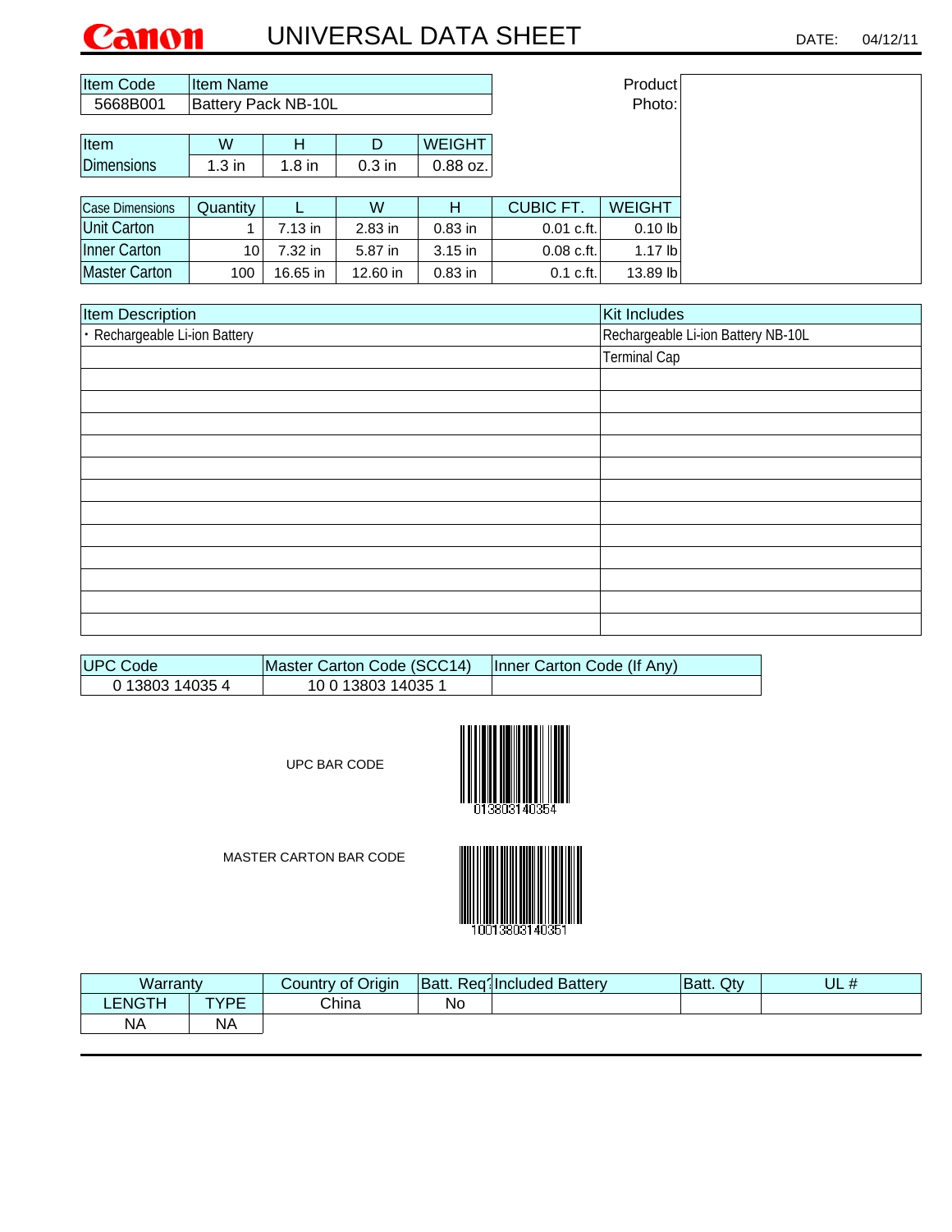# Canon UNIVERSAL DATA SHEET

DATE: 04/12/11

| Item Code | Item Name |
|---|---|
| 5668B001 | Battery Pack NB-10L |

Product Photo:

| Item Dimensions | W | H | D | WEIGHT |
|---|---|---|---|---|
| | 1.3 in | 1.8 in | 0.3 in | 0.88 oz. |

| Case Dimensions | Quantity | L | W | H | CUBIC FT. | WEIGHT |
|---|---|---|---|---|---|---|
| Unit Carton | 1 | 7.13 in | 2.83 in | 0.83 in | 0.01 c.ft. | 0.10 lb |
| Inner Carton | 10 | 7.32 in | 5.87 in | 3.15 in | 0.08 c.ft. | 1.17 lb |
| Master Carton | 100 | 16.65 in | 12.60 in | 0.83 in | 0.1 c.ft. | 13.89 lb |

| Item Description | Kit Includes |
|---|---|
| · Rechargeable Li-ion Battery | Rechargeable Li-ion Battery NB-10L |
| | Terminal Cap |

| UPC Code | Master Carton Code (SCC14) | Inner Carton Code (If Any) |
|---|---|---|
| 0 13803 14035 4 | 10 0 13803 14035 1 | |

UPC BAR CODE

013803140354

MASTER CARTON BAR CODE

10013803140351

| Warranty | | Country of Origin | Batt. Req? | Included Battery | Batt. Qty | UL # |
|---|---|---|---|---|---|---|
| LENGTH | TYPE | China | No | | | |
| NA | NA | | | | | |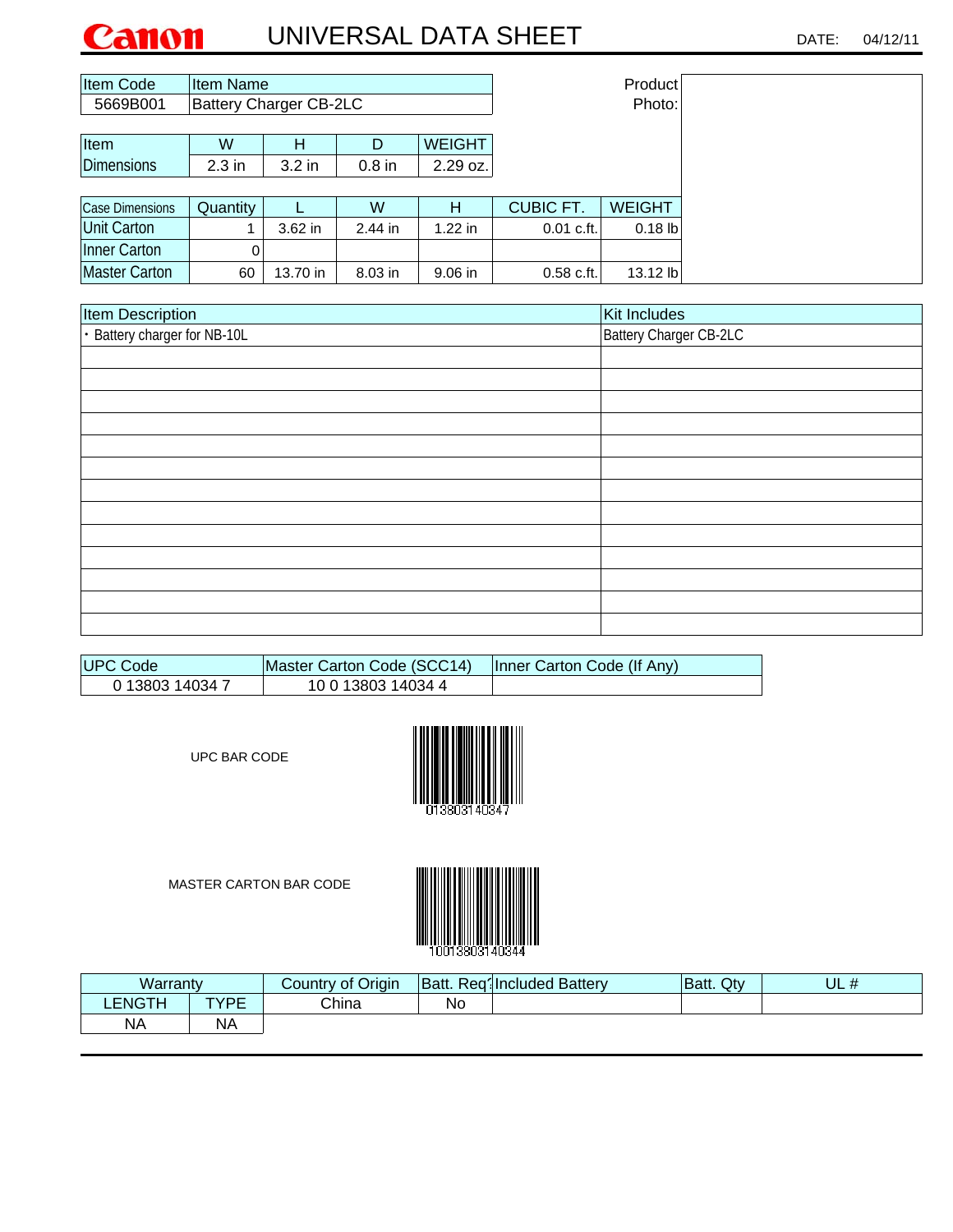# Canon UNIVERSAL DATA SHEET

DATE: 04/12/11

| Item Code | Item Name |
|---|---|
| 5669B001 | Battery Charger CB-2LC |

Product Photo:

| Item Dimensions | W | H | D | WEIGHT |
|---|---|---|---|---|
| | 2.3 in | 3.2 in | 0.8 in | 2.29 oz. |

| Case Dimensions | Quantity | L | W | H | CUBIC FT. | WEIGHT |
|---|---|---|---|---|---|---|
| Unit Carton | 1 | 3.62 in | 2.44 in | 1.22 in | 0.01 c.ft. | 0.18 lb |
| Inner Carton | 0 | | | | | |
| Master Carton | 60 | 13.70 in | 8.03 in | 9.06 in | 0.58 c.ft. | 13.12 lb |

| Item Description | Kit Includes |
|---|---|
| ・Battery charger for NB-10L | Battery Charger CB-2LC |

| UPC Code | Master Carton Code (SCC14) | Inner Carton Code (If Any) |
|---|---|---|
| 0 13803 14034 7 | 10 0 13803 14034 4 | |

UPC BAR CODE

013803140347

MASTER CARTON BAR CODE

10013803140344

| Warranty | | Country of Origin | Batt. Req? | Included Battery | Batt. Qty | UL # |
|---|---|---|---|---|---|---|
| LENGTH | TYPE | China | No | | | |
| NA | NA | | | | | |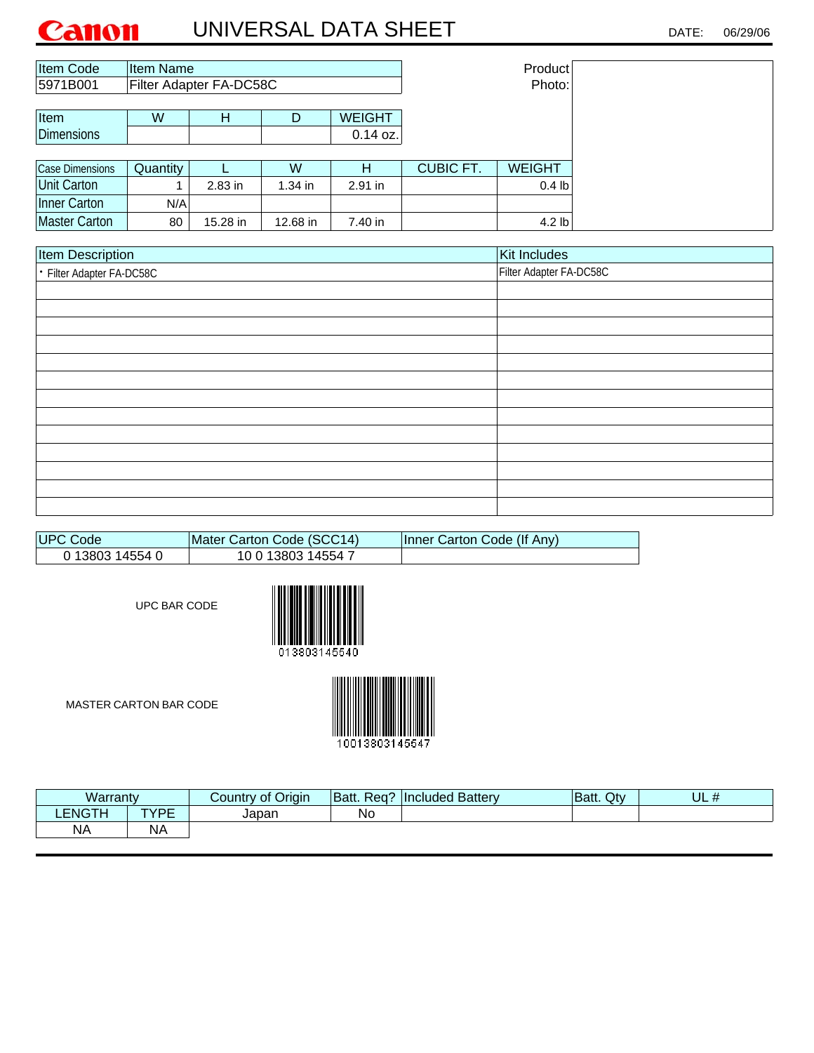# Canon UNIVERSAL DATA SHEET

DATE: 06/29/06

| Item Code | Item Name |
|---|---|
| 5971B001 | Filter Adapter FA-DC58C |

Product Photo:

| Item | W | H | D | WEIGHT |
|---|---|---|---|---|
| Dimensions | | | | 0.14 oz. |

| Case Dimensions | Quantity | L | W | H | CUBIC FT. | WEIGHT |
|---|---|---|---|---|---|---|
| Unit Carton | 1 | 2.83 in | 1.34 in | 2.91 in | | 0.4 lb |
| Inner Carton | N/A | | | | | |
| Master Carton | 80 | 15.28 in | 12.68 in | 7.40 in | | 4.2 lb |

| Item Description | Kit Includes |
|---|---|
| • Filter Adapter FA-DC58C | Filter Adapter FA-DC58C |

| UPC Code | Mater Carton Code (SCC14) | Inner Carton Code (If Any) |
|---|---|---|
| 0 13803 14554 0 | 10 0 13803 14554 7 | |

UPC BAR CODE

013803145540

MASTER CARTON BAR CODE

10013803145547

| Warranty | | Country of Origin | Batt. Req? | Included Battery | Batt. Qty | UL # |
|---|---|---|---|---|---|---|
| LENGTH | TYPE | Japan | No | | | |
| NA | NA | | | | | |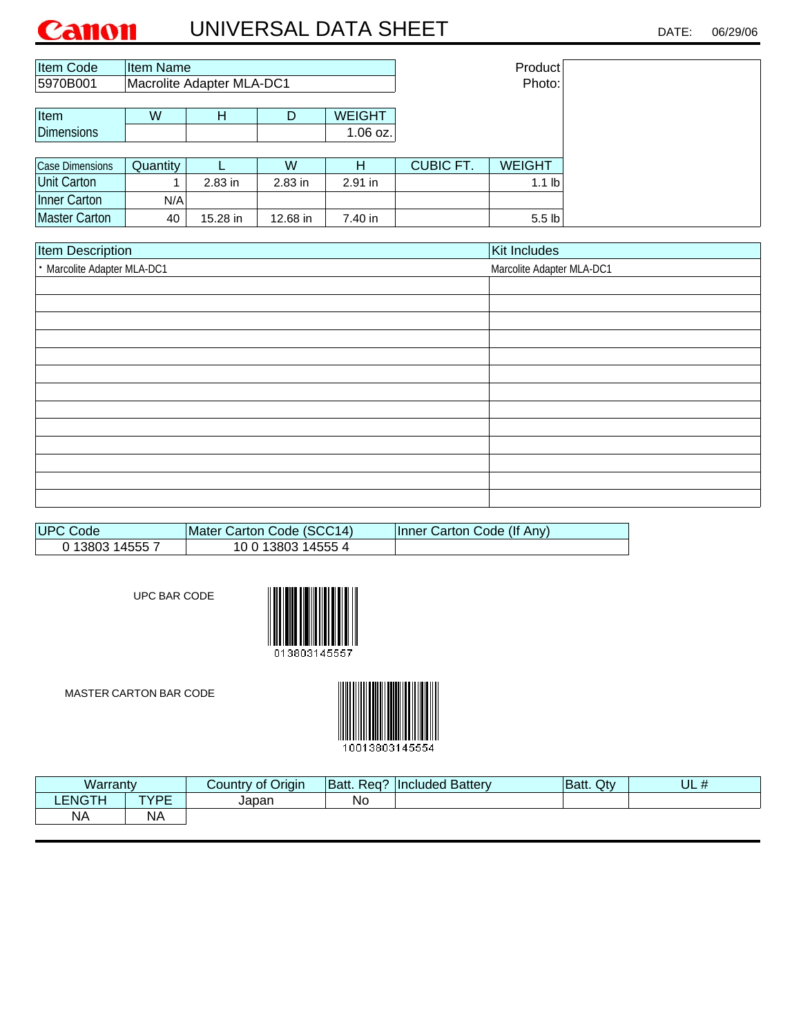Canon **UNIVERSAL DATA SHEET** DATE: 06/29/06

| Item Code | Item Name |
|---|---|
| 5970B001 | Macrolite Adapter MLA-DC1 |

Product Photo:

| Item Dimensions | W | H | D | WEIGHT |
|---|---|---|---|---|
| | | | | 1.06 oz. |

| Case Dimensions | Quantity | L | W | H | CUBIC FT. | WEIGHT |
|---|---|---|---|---|---|---|
| Unit Carton | 1 | 2.83 in | 2.83 in | 2.91 in | | 1.1 lb |
| Inner Carton | N/A | | | | | |
| Master Carton | 40 | 15.28 in | 12.68 in | 7.40 in | | 5.5 lb |

| Item Description | Kit Includes |
|---|---|
| • Marcolite Adapter MLA-DC1 | Marcolite Adapter MLA-DC1 |

| UPC Code | Mater Carton Code (SCC14) | Inner Carton Code (If Any) |
|---|---|---|
| 0 13803 14555 7 | 10 0 13803 14555 4 | |

UPC BAR CODE

013803145557

MASTER CARTON BAR CODE

10013803145554

| Warranty | | Country of Origin | Batt. Req? | Included Battery | Batt. Qty | UL # |
|---|---|---|---|---|---|---|
| LENGTH | TYPE | Japan | No | | | |
| NA | NA | | | | | |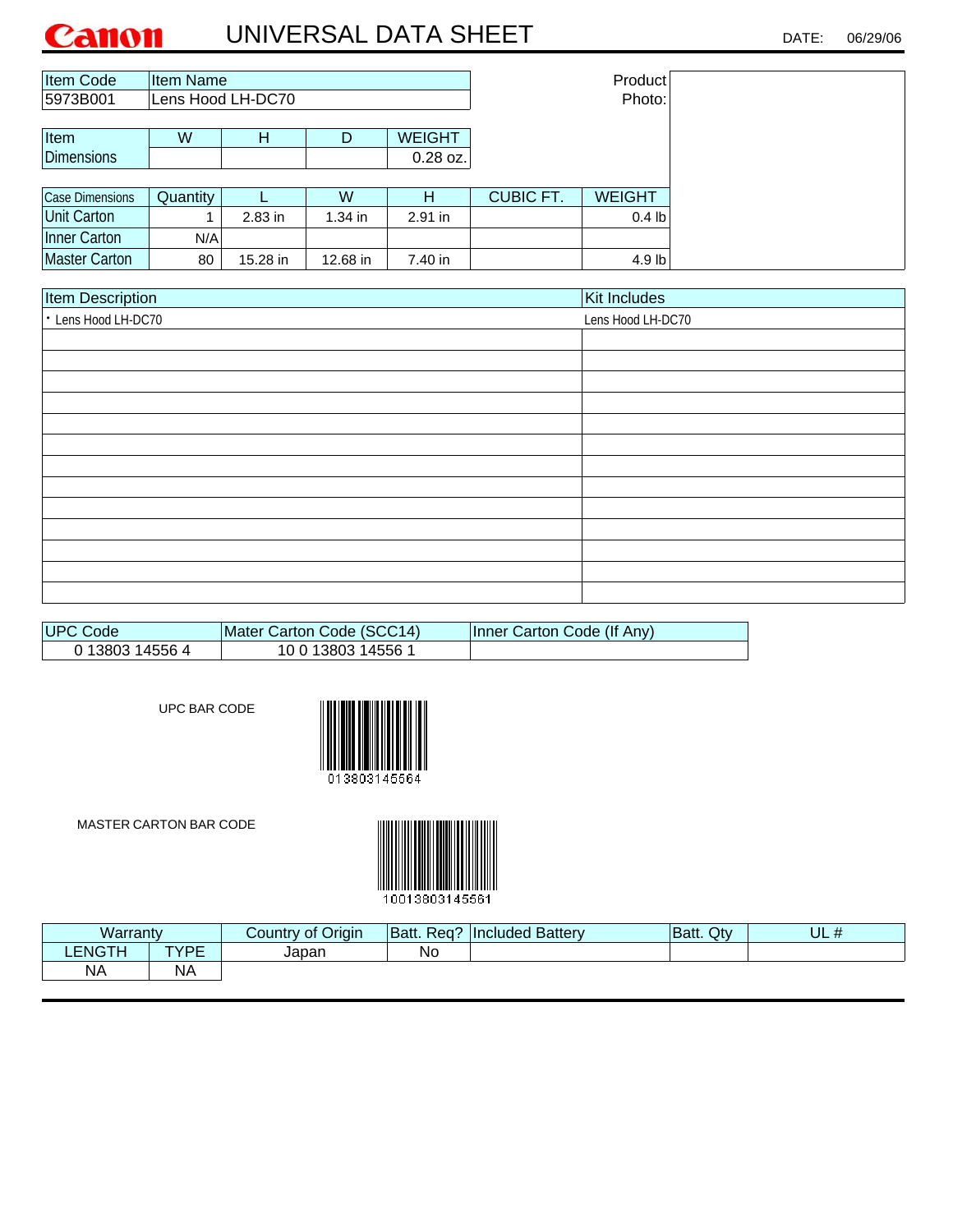Canon **UNIVERSAL DATA SHEET** DATE: 06/29/06

| Item Code | Item Name |
| --- | --- |
| 5973B001 | Lens Hood LH-DC70 |

Product Photo:

| Item Dimensions | W | H | D | WEIGHT |
| --- | --- | --- | --- | --- |
| | | | | 0.28 oz. |

| Case Dimensions | Quantity | L | W | H | CUBIC FT. | WEIGHT |
| --- | --- | --- | --- | --- | --- | --- |
| Unit Carton | 1 | 2.83 in | 1.34 in | 2.91 in | | 0.4 lb |
| Inner Carton | N/A | | | | | |
| Master Carton | 80 | 15.28 in | 12.68 in | 7.40 in | | 4.9 lb |

| Item Description | Kit Includes |
| --- | --- |
| · Lens Hood LH-DC70 | Lens Hood LH-DC70 |

| UPC Code | Mater Carton Code (SCC14) | Inner Carton Code (If Any) |
| --- | --- | --- |
| 0 13803 14556 4 | 10 0 13803 14556 1 | |

UPC BAR CODE

013803145564

MASTER CARTON BAR CODE

10013803145561

| Warranty | | Country of Origin | Batt. Req? | Included Battery | Batt. Qty | UL # |
| --- | --- | --- | --- | --- | --- | --- |
| LENGTH | TYPE | Japan | No | | | |
| NA | NA | | | | | |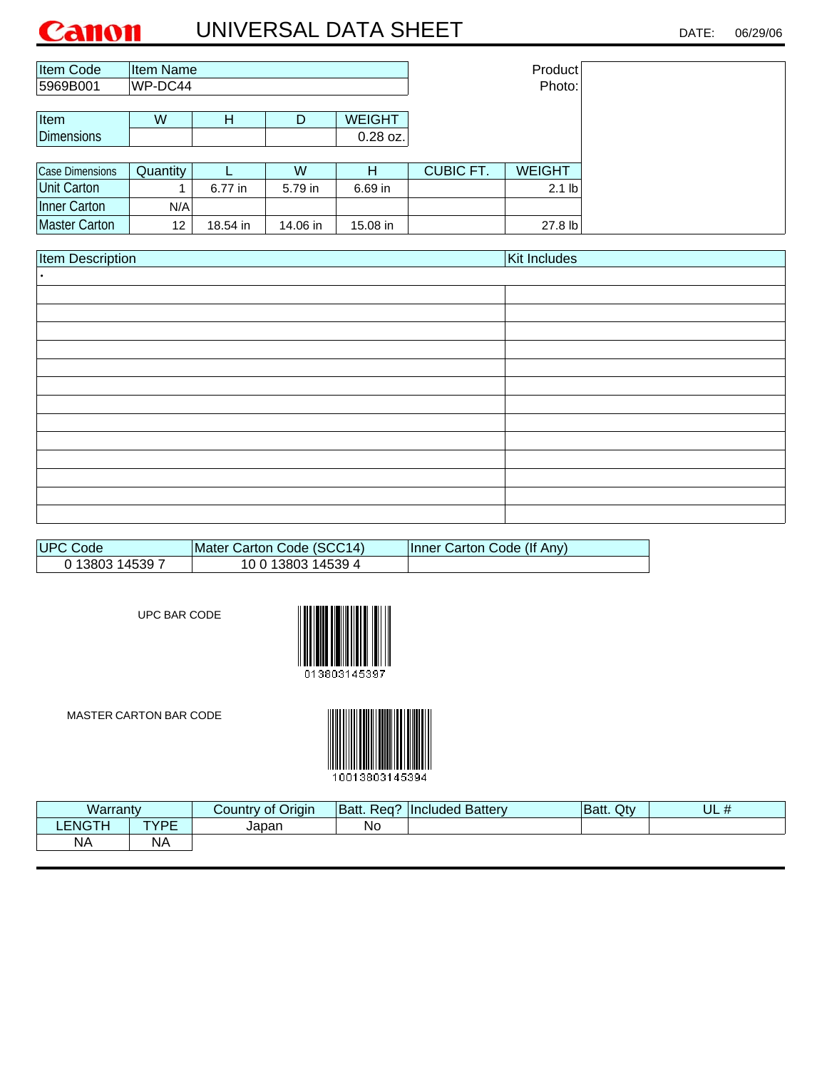Canon

# UNIVERSAL DATA SHEET

DATE: 06/29/06

| Item Code | Item Name |
|---|---|
| 5969B001 | WP-DC44 |

Product Photo:

| Item Dimensions | W | H | D | WEIGHT |
|---|---|---|---|---|
| | | | | 0.28 oz. |

| Case Dimensions | Quantity | L | W | H | CUBIC FT. | WEIGHT |
|---|---|---|---|---|---|---|
| Unit Carton | 1 | 6.77 in | 5.79 in | 6.69 in | | 2.1 lb |
| Inner Carton | N/A | | | | | |
| Master Carton | 12 | 18.54 in | 14.06 in | 15.08 in | | 27.8 lb |

| Item Description | Kit Includes |
|---|---|
| • | |

| UPC Code | Mater Carton Code (SCC14) | Inner Carton Code (If Any) |
|---|---|---|
| 0 13803 14539 7 | 10 0 13803 14539 4 | |

UPC BAR CODE

013803145397

MASTER CARTON BAR CODE

10013803145394

| Warranty | | Country of Origin | Batt. Req? | Included Battery | Batt. Qty | UL # |
|---|---|---|---|---|---|---|
| LENGTH | TYPE | Japan | No | | | |
| NA | NA | | | | | |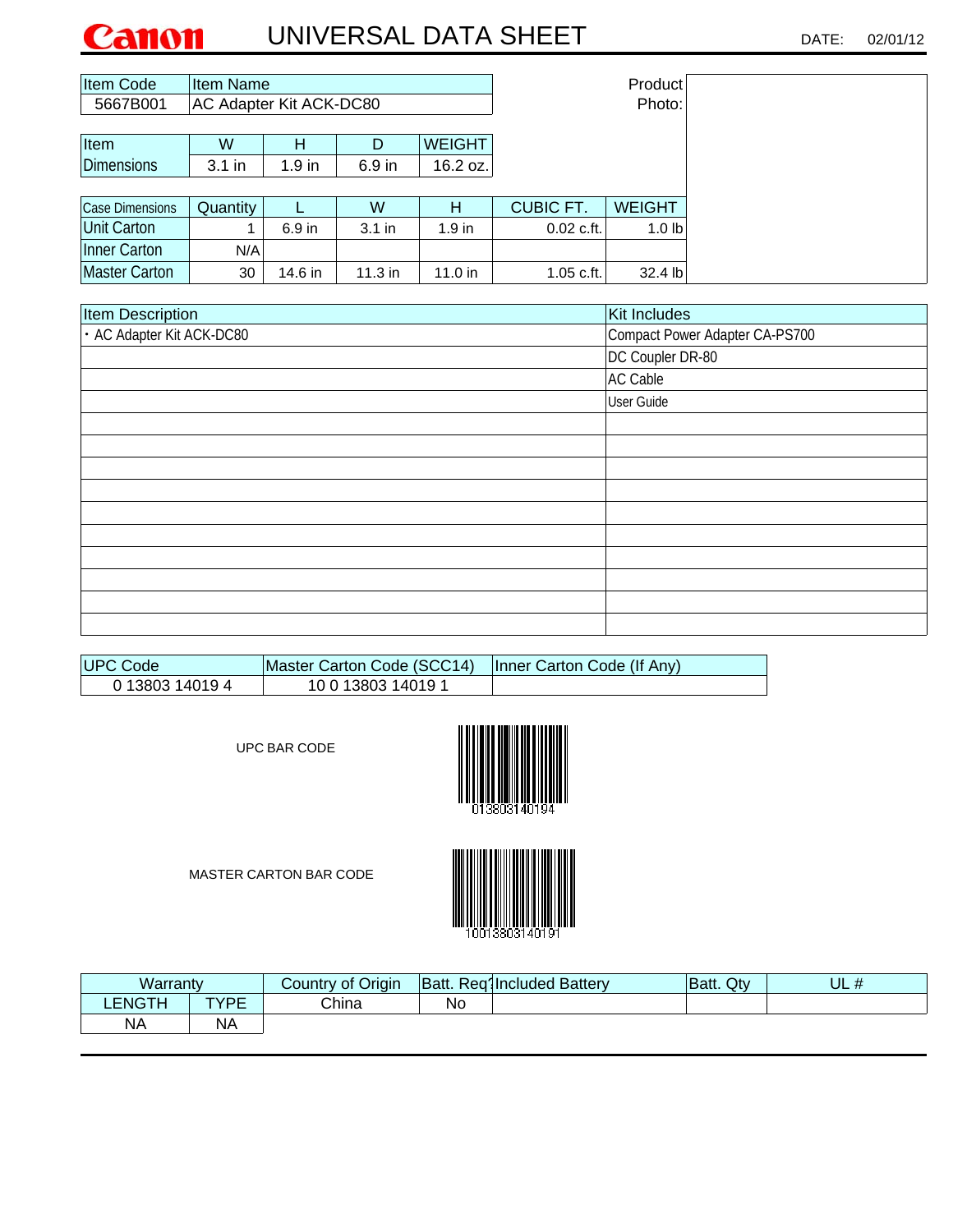Canon

# UNIVERSAL DATA SHEET

DATE: 02/01/12

| Item Code | Item Name |
|---|---|
| 5667B001 | AC Adapter Kit ACK-DC80 |

Product Photo:

| Item Dimensions | W | H | D | WEIGHT |
|---|---|---|---|---|
| | 3.1 in | 1.9 in | 6.9 in | 16.2 oz. |

| Case Dimensions | Quantity | L | W | H | CUBIC FT. | WEIGHT |
|---|---|---|---|---|---|---|
| Unit Carton | 1 | 6.9 in | 3.1 in | 1.9 in | 0.02 c.ft. | 1.0 lb |
| Inner Carton | N/A | | | | | |
| Master Carton | 30 | 14.6 in | 11.3 in | 11.0 in | 1.05 c.ft. | 32.4 lb |

| Item Description | Kit Includes |
|---|---|
| · AC Adapter Kit ACK-DC80 | Compact Power Adapter CA-PS700 |
| | DC Coupler DR-80 |
| | AC Cable |
| | User Guide |

| UPC Code | Master Carton Code (SCC14) | Inner Carton Code (If Any) |
|---|---|---|
| 0 13803 14019 4 | 10 0 13803 14019 1 | |

UPC BAR CODE

013803140194

MASTER CARTON BAR CODE

10013803140191

| Warranty | | Country of Origin | Batt. Req? | Included Battery | Batt. Qty | UL # |
|---|---|---|---|---|---|---|
| LENGTH | TYPE | China | No | | | |
| NA | NA | | | | | |